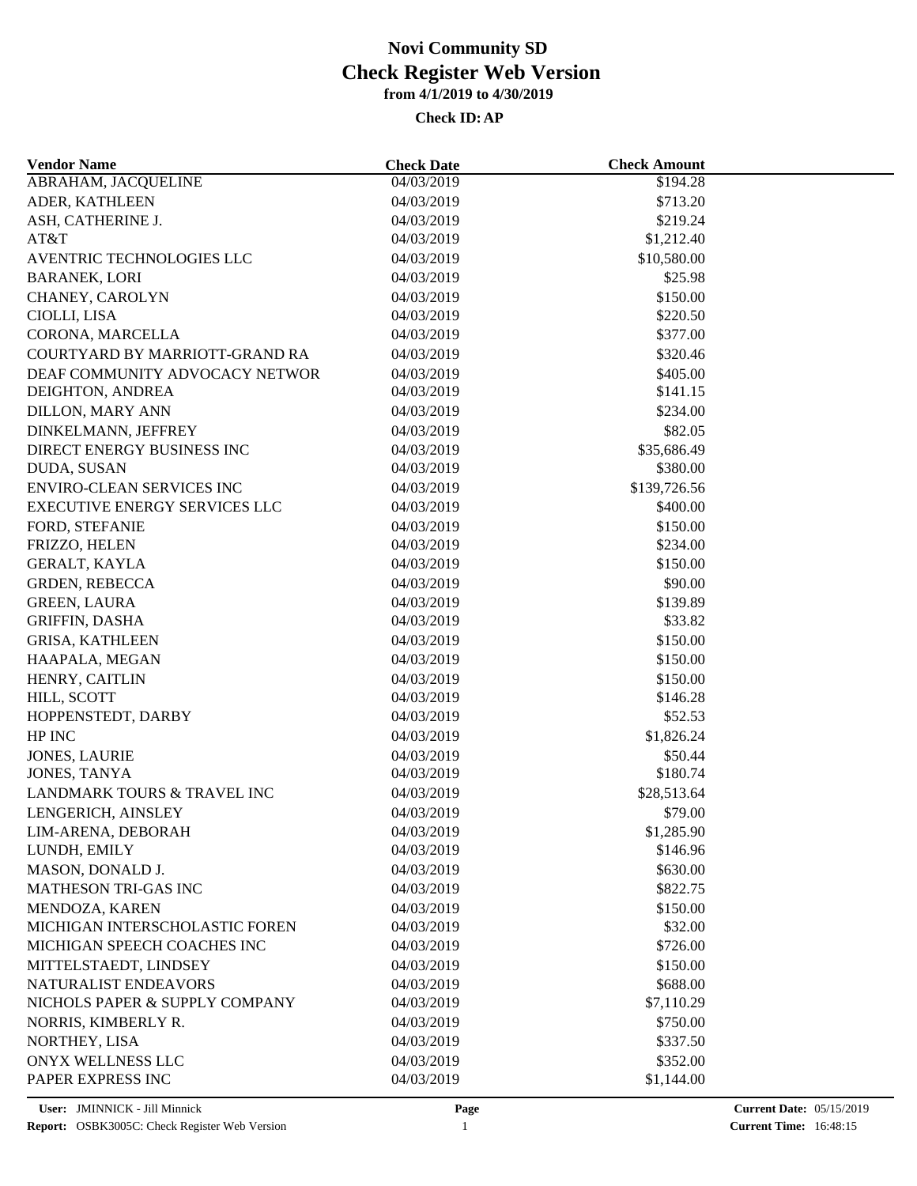# Novi Community SD

## Check Register Web Version

### from 4/1/2019 to 4/30/2019

**Check ID: AP**

| Vendor Name | Check Date | Check Amount |
|---|---|---|
| ABRAHAM, JACQUELINE | 04/03/2019 | $194.28 |
| ADER, KATHLEEN | 04/03/2019 | $713.20 |
| ASH, CATHERINE J. | 04/03/2019 | $219.24 |
| AT&T | 04/03/2019 | $1,212.40 |
| AVENTRIC TECHNOLOGIES LLC | 04/03/2019 | $10,580.00 |
| BARANEK, LORI | 04/03/2019 | $25.98 |
| CHANEY, CAROLYN | 04/03/2019 | $150.00 |
| CIOLLI, LISA | 04/03/2019 | $220.50 |
| CORONA, MARCELLA | 04/03/2019 | $377.00 |
| COURTYARD BY MARRIOTT-GRAND RA | 04/03/2019 | $320.46 |
| DEAF COMMUNITY ADVOCACY NETWOR | 04/03/2019 | $405.00 |
| DEIGHTON, ANDREA | 04/03/2019 | $141.15 |
| DILLON, MARY ANN | 04/03/2019 | $234.00 |
| DINKELMANN, JEFFREY | 04/03/2019 | $82.05 |
| DIRECT ENERGY BUSINESS INC | 04/03/2019 | $35,686.49 |
| DUDA, SUSAN | 04/03/2019 | $380.00 |
| ENVIRO-CLEAN SERVICES INC | 04/03/2019 | $139,726.56 |
| EXECUTIVE ENERGY SERVICES LLC | 04/03/2019 | $400.00 |
| FORD, STEFANIE | 04/03/2019 | $150.00 |
| FRIZZO, HELEN | 04/03/2019 | $234.00 |
| GERALT, KAYLA | 04/03/2019 | $150.00 |
| GRDEN, REBECCA | 04/03/2019 | $90.00 |
| GREEN, LAURA | 04/03/2019 | $139.89 |
| GRIFFIN, DASHA | 04/03/2019 | $33.82 |
| GRISA, KATHLEEN | 04/03/2019 | $150.00 |
| HAAPALA, MEGAN | 04/03/2019 | $150.00 |
| HENRY, CAITLIN | 04/03/2019 | $150.00 |
| HILL, SCOTT | 04/03/2019 | $146.28 |
| HOPPENSTEDT, DARBY | 04/03/2019 | $52.53 |
| HP INC | 04/03/2019 | $1,826.24 |
| JONES, LAURIE | 04/03/2019 | $50.44 |
| JONES, TANYA | 04/03/2019 | $180.74 |
| LANDMARK TOURS & TRAVEL INC | 04/03/2019 | $28,513.64 |
| LENGERICH, AINSLEY | 04/03/2019 | $79.00 |
| LIM-ARENA, DEBORAH | 04/03/2019 | $1,285.90 |
| LUNDH, EMILY | 04/03/2019 | $146.96 |
| MASON, DONALD J. | 04/03/2019 | $630.00 |
| MATHESON TRI-GAS INC | 04/03/2019 | $822.75 |
| MENDOZA, KAREN | 04/03/2019 | $150.00 |
| MICHIGAN INTERSCHOLASTIC FOREN | 04/03/2019 | $32.00 |
| MICHIGAN SPEECH COACHES INC | 04/03/2019 | $726.00 |
| MITTELSTAEDT, LINDSEY | 04/03/2019 | $150.00 |
| NATURALIST ENDEAVORS | 04/03/2019 | $688.00 |
| NICHOLS PAPER & SUPPLY COMPANY | 04/03/2019 | $7,110.29 |
| NORRIS, KIMBERLY R. | 04/03/2019 | $750.00 |
| NORTHEY, LISA | 04/03/2019 | $337.50 |
| ONYX WELLNESS LLC | 04/03/2019 | $352.00 |
| PAPER EXPRESS INC | 04/03/2019 | $1,144.00 |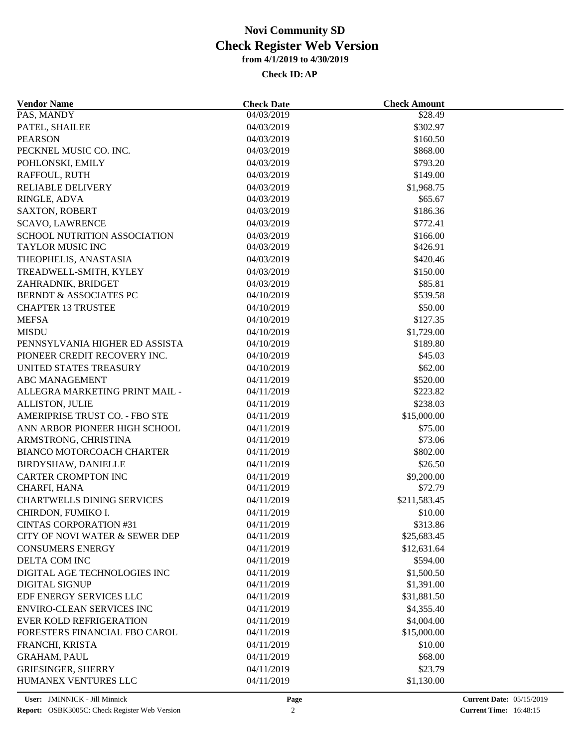# Novi Community SD
## Check Register Web Version
### from 4/1/2019 to 4/30/2019

**Check ID: AP**

| Vendor Name | Check Date | Check Amount |
|---|---|---|
| PAS, MANDY | 04/03/2019 | $28.49 |
| PATEL, SHAILEE | 04/03/2019 | $302.97 |
| PEARSON | 04/03/2019 | $160.50 |
| PECKNEL MUSIC CO. INC. | 04/03/2019 | $868.00 |
| POHLONSKI, EMILY | 04/03/2019 | $793.20 |
| RAFFOUL, RUTH | 04/03/2019 | $149.00 |
| RELIABLE DELIVERY | 04/03/2019 | $1,968.75 |
| RINGLE, ADVA | 04/03/2019 | $65.67 |
| SAXTON, ROBERT | 04/03/2019 | $186.36 |
| SCAVO, LAWRENCE | 04/03/2019 | $772.41 |
| SCHOOL NUTRITION ASSOCIATION | 04/03/2019 | $166.00 |
| TAYLOR MUSIC INC | 04/03/2019 | $426.91 |
| THEOPHELIS, ANASTASIA | 04/03/2019 | $420.46 |
| TREADWELL-SMITH, KYLEY | 04/03/2019 | $150.00 |
| ZAHRADNIK, BRIDGET | 04/03/2019 | $85.81 |
| BERNDT & ASSOCIATES PC | 04/10/2019 | $539.58 |
| CHAPTER 13 TRUSTEE | 04/10/2019 | $50.00 |
| MEFSA | 04/10/2019 | $127.35 |
| MISDU | 04/10/2019 | $1,729.00 |
| PENNSYLVANIA HIGHER ED ASSISTA | 04/10/2019 | $189.80 |
| PIONEER CREDIT RECOVERY INC. | 04/10/2019 | $45.03 |
| UNITED STATES TREASURY | 04/10/2019 | $62.00 |
| ABC MANAGEMENT | 04/11/2019 | $520.00 |
| ALLEGRA MARKETING PRINT MAIL - | 04/11/2019 | $223.82 |
| ALLISTON, JULIE | 04/11/2019 | $238.03 |
| AMERIPRISE TRUST CO. - FBO STE | 04/11/2019 | $15,000.00 |
| ANN ARBOR PIONEER HIGH SCHOOL | 04/11/2019 | $75.00 |
| ARMSTRONG, CHRISTINA | 04/11/2019 | $73.06 |
| BIANCO MOTORCOACH CHARTER | 04/11/2019 | $802.00 |
| BIRDYSHAW, DANIELLE | 04/11/2019 | $26.50 |
| CARTER CROMPTON INC | 04/11/2019 | $9,200.00 |
| CHARFI, HANA | 04/11/2019 | $72.79 |
| CHARTWELLS DINING SERVICES | 04/11/2019 | $211,583.45 |
| CHIRDON, FUMIKO I. | 04/11/2019 | $10.00 |
| CINTAS CORPORATION #31 | 04/11/2019 | $313.86 |
| CITY OF NOVI WATER & SEWER DEP | 04/11/2019 | $25,683.45 |
| CONSUMERS ENERGY | 04/11/2019 | $12,631.64 |
| DELTA COM INC | 04/11/2019 | $594.00 |
| DIGITAL AGE TECHNOLOGIES INC | 04/11/2019 | $1,500.50 |
| DIGITAL SIGNUP | 04/11/2019 | $1,391.00 |
| EDF ENERGY SERVICES LLC | 04/11/2019 | $31,881.50 |
| ENVIRO-CLEAN SERVICES INC | 04/11/2019 | $4,355.40 |
| EVER KOLD REFRIGERATION | 04/11/2019 | $4,004.00 |
| FORESTERS FINANCIAL FBO CAROL | 04/11/2019 | $15,000.00 |
| FRANCHI, KRISTA | 04/11/2019 | $10.00 |
| GRAHAM, PAUL | 04/11/2019 | $68.00 |
| GRIESINGER, SHERRY | 04/11/2019 | $23.79 |
| HUMANEX VENTURES LLC | 04/11/2019 | $1,130.00 |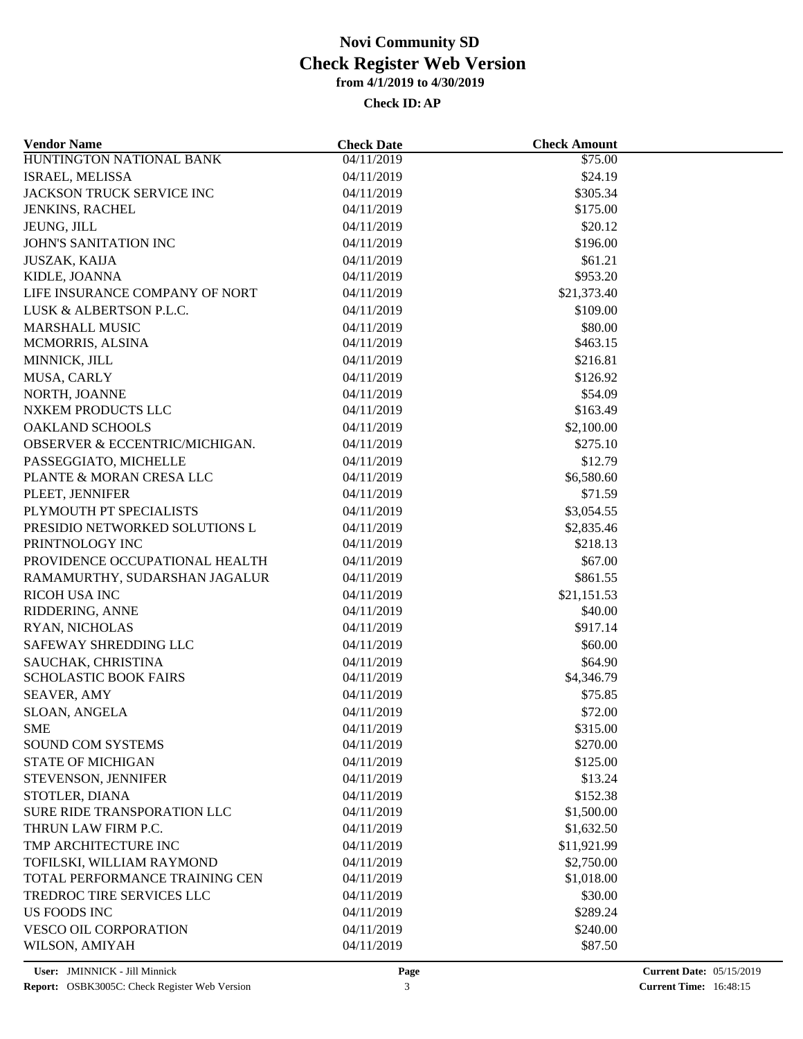# Novi Community SD
## Check Register Web Version
### from 4/1/2019 to 4/30/2019

**Check ID: AP**

| Vendor Name | Check Date | Check Amount |
|---|---|---|
| HUNTINGTON NATIONAL BANK | 04/11/2019 | $75.00 |
| ISRAEL, MELISSA | 04/11/2019 | $24.19 |
| JACKSON TRUCK SERVICE INC | 04/11/2019 | $305.34 |
| JENKINS, RACHEL | 04/11/2019 | $175.00 |
| JEUNG, JILL | 04/11/2019 | $20.12 |
| JOHN'S SANITATION INC | 04/11/2019 | $196.00 |
| JUSZAK, KAIJA | 04/11/2019 | $61.21 |
| KIDLE, JOANNA | 04/11/2019 | $953.20 |
| LIFE INSURANCE COMPANY OF NORT | 04/11/2019 | $21,373.40 |
| LUSK & ALBERTSON P.L.C. | 04/11/2019 | $109.00 |
| MARSHALL MUSIC | 04/11/2019 | $80.00 |
| MCMORRIS, ALSINA | 04/11/2019 | $463.15 |
| MINNICK, JILL | 04/11/2019 | $216.81 |
| MUSA, CARLY | 04/11/2019 | $126.92 |
| NORTH, JOANNE | 04/11/2019 | $54.09 |
| NXKEM PRODUCTS LLC | 04/11/2019 | $163.49 |
| OAKLAND SCHOOLS | 04/11/2019 | $2,100.00 |
| OBSERVER & ECCENTRIC/MICHIGAN. | 04/11/2019 | $275.10 |
| PASSEGGIATO, MICHELLE | 04/11/2019 | $12.79 |
| PLANTE & MORAN CRESA LLC | 04/11/2019 | $6,580.60 |
| PLEET, JENNIFER | 04/11/2019 | $71.59 |
| PLYMOUTH PT SPECIALISTS | 04/11/2019 | $3,054.55 |
| PRESIDIO NETWORKED SOLUTIONS L | 04/11/2019 | $2,835.46 |
| PRINTNOLOGY INC | 04/11/2019 | $218.13 |
| PROVIDENCE OCCUPATIONAL HEALTH | 04/11/2019 | $67.00 |
| RAMAMURTHY, SUDARSHAN JAGALUR | 04/11/2019 | $861.55 |
| RICOH USA INC | 04/11/2019 | $21,151.53 |
| RIDDERING, ANNE | 04/11/2019 | $40.00 |
| RYAN, NICHOLAS | 04/11/2019 | $917.14 |
| SAFEWAY SHREDDING LLC | 04/11/2019 | $60.00 |
| SAUCHAK, CHRISTINA | 04/11/2019 | $64.90 |
| SCHOLASTIC BOOK FAIRS | 04/11/2019 | $4,346.79 |
| SEAVER, AMY | 04/11/2019 | $75.85 |
| SLOAN, ANGELA | 04/11/2019 | $72.00 |
| SME | 04/11/2019 | $315.00 |
| SOUND COM SYSTEMS | 04/11/2019 | $270.00 |
| STATE OF MICHIGAN | 04/11/2019 | $125.00 |
| STEVENSON, JENNIFER | 04/11/2019 | $13.24 |
| STOTLER, DIANA | 04/11/2019 | $152.38 |
| SURE RIDE TRANSPORATION LLC | 04/11/2019 | $1,500.00 |
| THRUN LAW FIRM P.C. | 04/11/2019 | $1,632.50 |
| TMP ARCHITECTURE INC | 04/11/2019 | $11,921.99 |
| TOFILSKI, WILLIAM RAYMOND | 04/11/2019 | $2,750.00 |
| TOTAL PERFORMANCE TRAINING CEN | 04/11/2019 | $1,018.00 |
| TREDROC TIRE SERVICES LLC | 04/11/2019 | $30.00 |
| US FOODS INC | 04/11/2019 | $289.24 |
| VESCO OIL CORPORATION | 04/11/2019 | $240.00 |
| WILSON, AMIYAH | 04/11/2019 | $87.50 |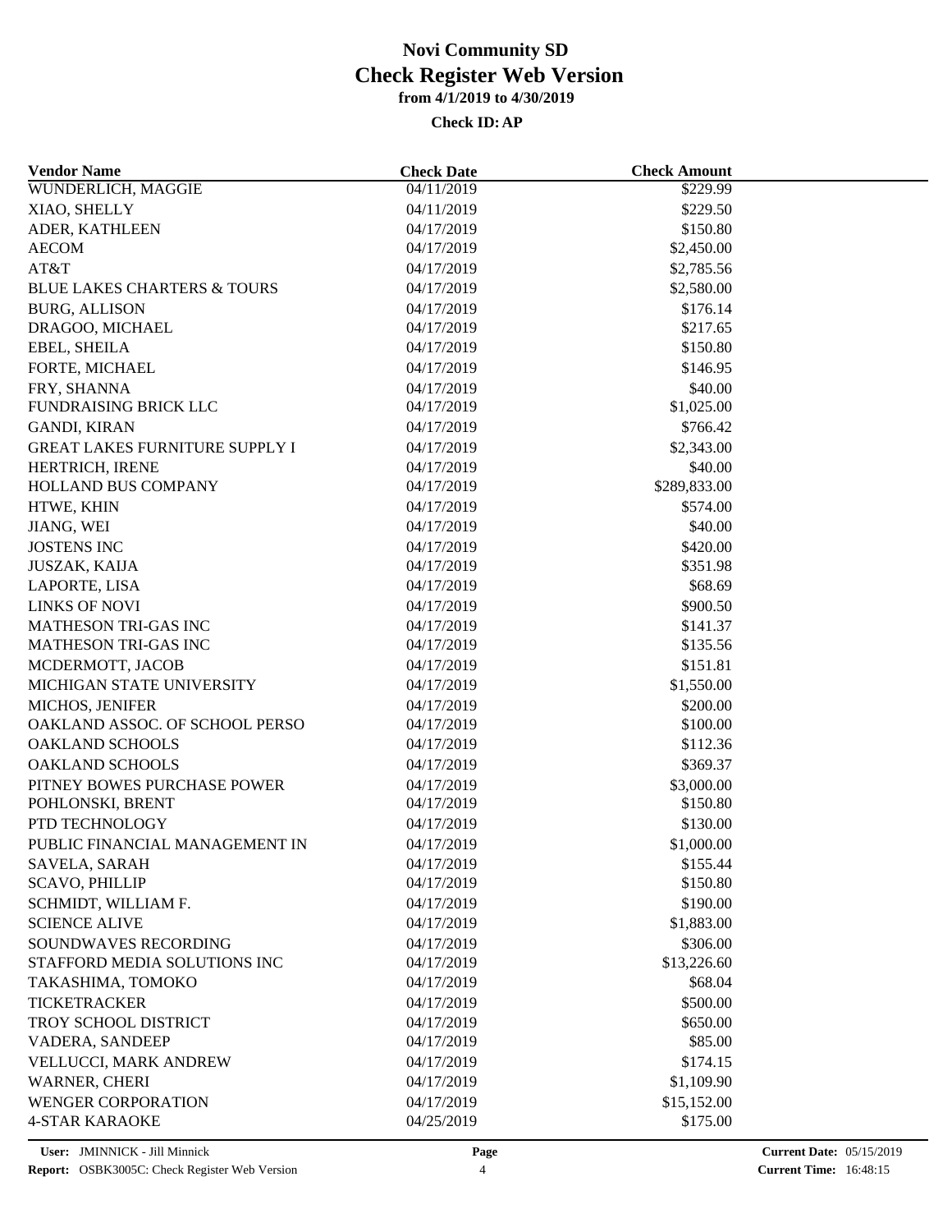# Novi Community SD
## Check Register Web Version
### from 4/1/2019 to 4/30/2019
**Check ID: AP**

| Vendor Name | Check Date | Check Amount |
|---|---|---|
| WUNDERLICH, MAGGIE | 04/11/2019 | $229.99 |
| XIAO, SHELLY | 04/11/2019 | $229.50 |
| ADER, KATHLEEN | 04/17/2019 | $150.80 |
| AECOM | 04/17/2019 | $2,450.00 |
| AT&T | 04/17/2019 | $2,785.56 |
| BLUE LAKES CHARTERS & TOURS | 04/17/2019 | $2,580.00 |
| BURG, ALLISON | 04/17/2019 | $176.14 |
| DRAGOO, MICHAEL | 04/17/2019 | $217.65 |
| EBEL, SHEILA | 04/17/2019 | $150.80 |
| FORTE, MICHAEL | 04/17/2019 | $146.95 |
| FRY, SHANNA | 04/17/2019 | $40.00 |
| FUNDRAISING BRICK LLC | 04/17/2019 | $1,025.00 |
| GANDI, KIRAN | 04/17/2019 | $766.42 |
| GREAT LAKES FURNITURE SUPPLY I | 04/17/2019 | $2,343.00 |
| HERTRICH, IRENE | 04/17/2019 | $40.00 |
| HOLLAND BUS COMPANY | 04/17/2019 | $289,833.00 |
| HTWE, KHIN | 04/17/2019 | $574.00 |
| JIANG, WEI | 04/17/2019 | $40.00 |
| JOSTENS INC | 04/17/2019 | $420.00 |
| JUSZAK, KAIJA | 04/17/2019 | $351.98 |
| LAPORTE, LISA | 04/17/2019 | $68.69 |
| LINKS OF NOVI | 04/17/2019 | $900.50 |
| MATHESON TRI-GAS INC | 04/17/2019 | $141.37 |
| MATHESON TRI-GAS INC | 04/17/2019 | $135.56 |
| MCDERMOTT, JACOB | 04/17/2019 | $151.81 |
| MICHIGAN STATE UNIVERSITY | 04/17/2019 | $1,550.00 |
| MICHOS, JENIFER | 04/17/2019 | $200.00 |
| OAKLAND ASSOC. OF SCHOOL PERSO | 04/17/2019 | $100.00 |
| OAKLAND SCHOOLS | 04/17/2019 | $112.36 |
| OAKLAND SCHOOLS | 04/17/2019 | $369.37 |
| PITNEY BOWES PURCHASE POWER | 04/17/2019 | $3,000.00 |
| POHLONSKI, BRENT | 04/17/2019 | $150.80 |
| PTD TECHNOLOGY | 04/17/2019 | $130.00 |
| PUBLIC FINANCIAL MANAGEMENT IN | 04/17/2019 | $1,000.00 |
| SAVELA, SARAH | 04/17/2019 | $155.44 |
| SCAVO, PHILLIP | 04/17/2019 | $150.80 |
| SCHMIDT, WILLIAM F. | 04/17/2019 | $190.00 |
| SCIENCE ALIVE | 04/17/2019 | $1,883.00 |
| SOUNDWAVES RECORDING | 04/17/2019 | $306.00 |
| STAFFORD MEDIA SOLUTIONS INC | 04/17/2019 | $13,226.60 |
| TAKASHIMA, TOMOKO | 04/17/2019 | $68.04 |
| TICKETRACKER | 04/17/2019 | $500.00 |
| TROY SCHOOL DISTRICT | 04/17/2019 | $650.00 |
| VADERA, SANDEEP | 04/17/2019 | $85.00 |
| VELLUCCI, MARK ANDREW | 04/17/2019 | $174.15 |
| WARNER, CHERI | 04/17/2019 | $1,109.90 |
| WENGER CORPORATION | 04/17/2019 | $15,152.00 |
| 4-STAR KARAOKE | 04/25/2019 | $175.00 |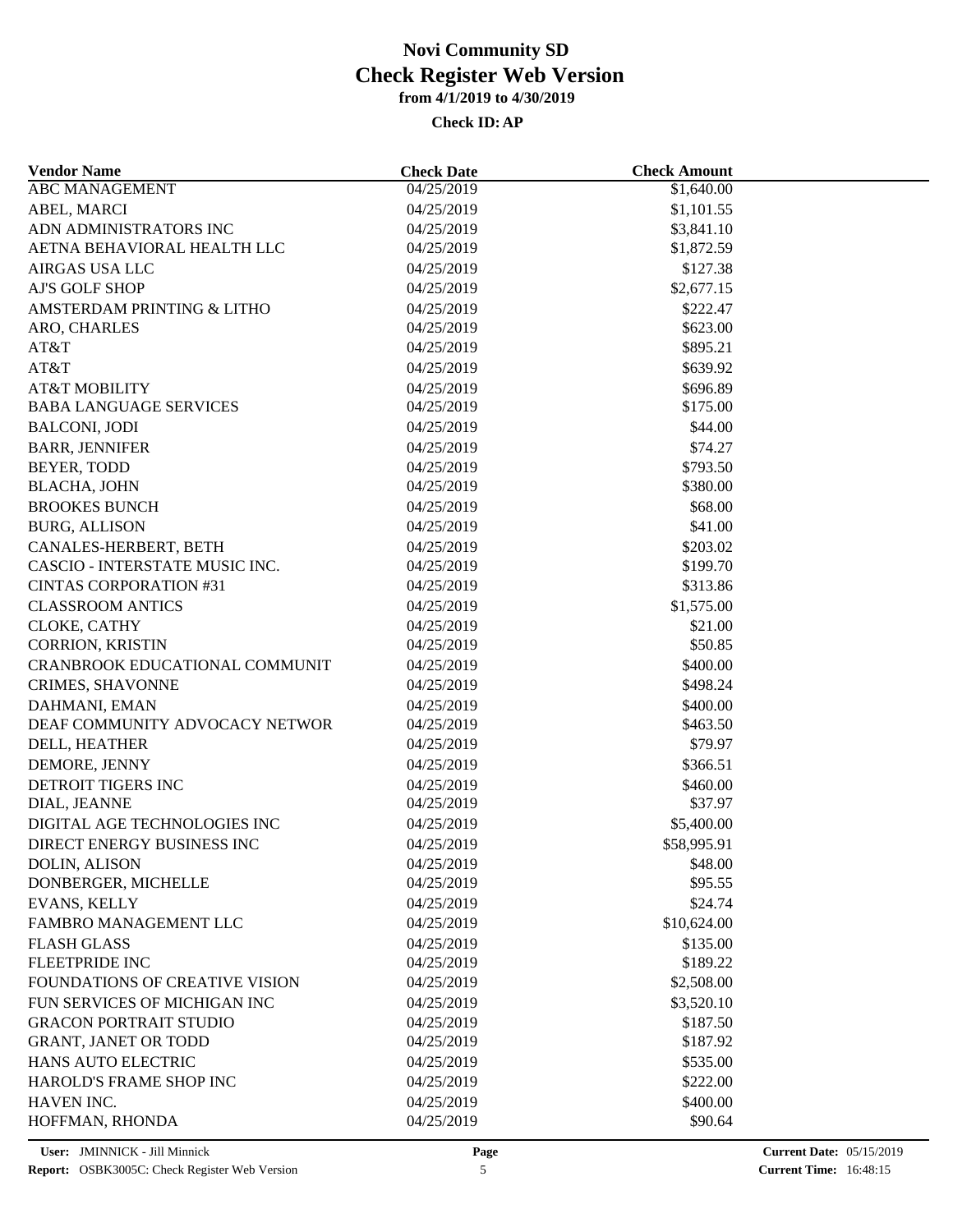# Novi Community SD
## Check Register Web Version
### from 4/1/2019 to 4/30/2019

**Check ID: AP**

| Vendor Name | Check Date | Check Amount |
|---|---|---|
| ABC MANAGEMENT | 04/25/2019 | $1,640.00 |
| ABEL, MARCI | 04/25/2019 | $1,101.55 |
| ADN ADMINISTRATORS INC | 04/25/2019 | $3,841.10 |
| AETNA BEHAVIORAL HEALTH LLC | 04/25/2019 | $1,872.59 |
| AIRGAS USA LLC | 04/25/2019 | $127.38 |
| AJ'S GOLF SHOP | 04/25/2019 | $2,677.15 |
| AMSTERDAM PRINTING & LITHO | 04/25/2019 | $222.47 |
| ARO, CHARLES | 04/25/2019 | $623.00 |
| AT&T | 04/25/2019 | $895.21 |
| AT&T | 04/25/2019 | $639.92 |
| AT&T MOBILITY | 04/25/2019 | $696.89 |
| BABA LANGUAGE SERVICES | 04/25/2019 | $175.00 |
| BALCONI, JODI | 04/25/2019 | $44.00 |
| BARR, JENNIFER | 04/25/2019 | $74.27 |
| BEYER, TODD | 04/25/2019 | $793.50 |
| BLACHA, JOHN | 04/25/2019 | $380.00 |
| BROOKES BUNCH | 04/25/2019 | $68.00 |
| BURG, ALLISON | 04/25/2019 | $41.00 |
| CANALES-HERBERT, BETH | 04/25/2019 | $203.02 |
| CASCIO - INTERSTATE MUSIC INC. | 04/25/2019 | $199.70 |
| CINTAS CORPORATION #31 | 04/25/2019 | $313.86 |
| CLASSROOM ANTICS | 04/25/2019 | $1,575.00 |
| CLOKE, CATHY | 04/25/2019 | $21.00 |
| CORRION, KRISTIN | 04/25/2019 | $50.85 |
| CRANBROOK EDUCATIONAL COMMUNIT | 04/25/2019 | $400.00 |
| CRIMES, SHAVONNE | 04/25/2019 | $498.24 |
| DAHMANI, EMAN | 04/25/2019 | $400.00 |
| DEAF COMMUNITY ADVOCACY NETWOR | 04/25/2019 | $463.50 |
| DELL, HEATHER | 04/25/2019 | $79.97 |
| DEMORE, JENNY | 04/25/2019 | $366.51 |
| DETROIT TIGERS INC | 04/25/2019 | $460.00 |
| DIAL, JEANNE | 04/25/2019 | $37.97 |
| DIGITAL AGE TECHNOLOGIES INC | 04/25/2019 | $5,400.00 |
| DIRECT ENERGY BUSINESS INC | 04/25/2019 | $58,995.91 |
| DOLIN, ALISON | 04/25/2019 | $48.00 |
| DONBERGER, MICHELLE | 04/25/2019 | $95.55 |
| EVANS, KELLY | 04/25/2019 | $24.74 |
| FAMBRO MANAGEMENT LLC | 04/25/2019 | $10,624.00 |
| FLASH GLASS | 04/25/2019 | $135.00 |
| FLEETPRIDE INC | 04/25/2019 | $189.22 |
| FOUNDATIONS OF CREATIVE VISION | 04/25/2019 | $2,508.00 |
| FUN SERVICES OF MICHIGAN INC | 04/25/2019 | $3,520.10 |
| GRACON PORTRAIT STUDIO | 04/25/2019 | $187.50 |
| GRANT, JANET OR TODD | 04/25/2019 | $187.92 |
| HANS AUTO ELECTRIC | 04/25/2019 | $535.00 |
| HAROLD'S FRAME SHOP INC | 04/25/2019 | $222.00 |
| HAVEN INC. | 04/25/2019 | $400.00 |
| HOFFMAN, RHONDA | 04/25/2019 | $90.64 |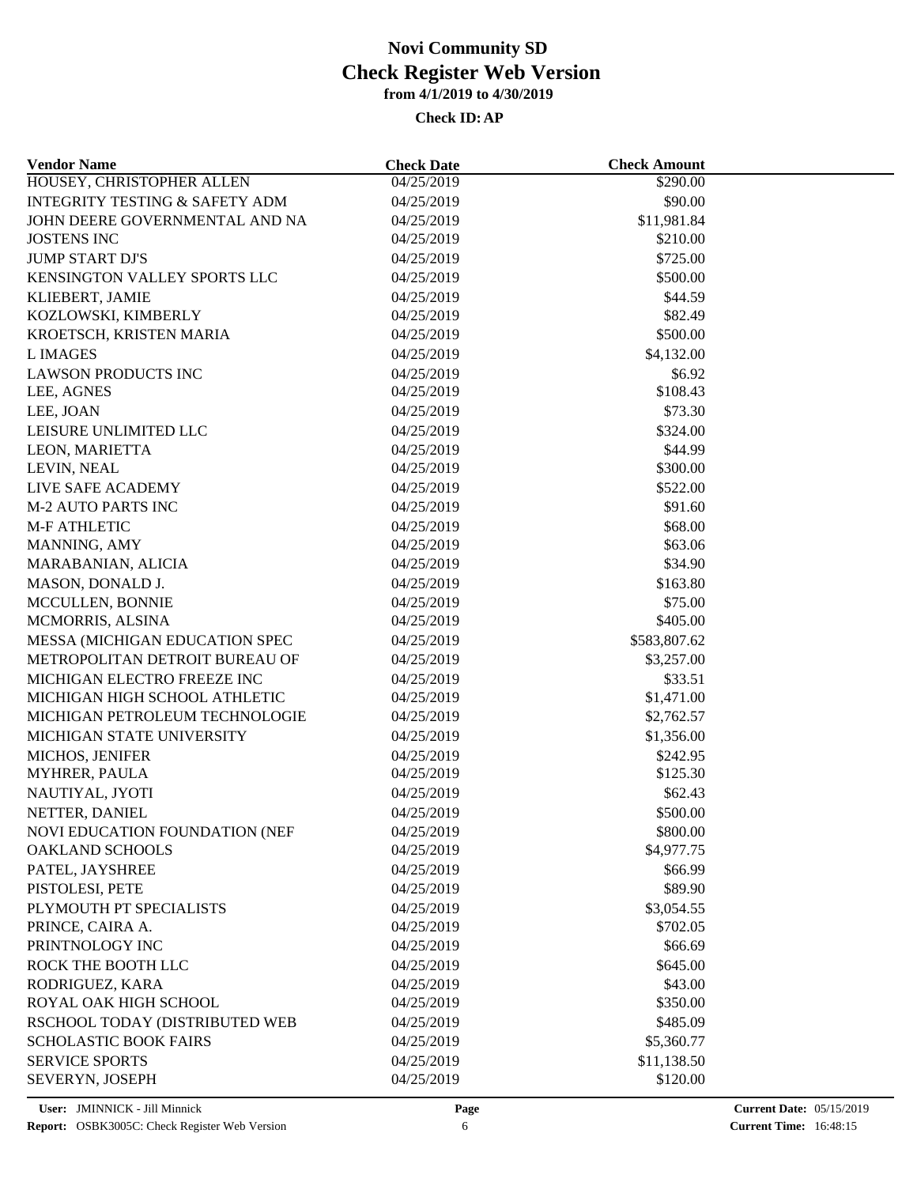# Novi Community SD

## Check Register Web Version

### from 4/1/2019 to 4/30/2019

**Check ID: AP**

| Vendor Name | Check Date | Check Amount |
|---|---|---|
| HOUSEY, CHRISTOPHER ALLEN | 04/25/2019 | $290.00 |
| INTEGRITY TESTING & SAFETY ADM | 04/25/2019 | $90.00 |
| JOHN DEERE GOVERNMENTAL AND NA | 04/25/2019 | $11,981.84 |
| JOSTENS INC | 04/25/2019 | $210.00 |
| JUMP START DJ'S | 04/25/2019 | $725.00 |
| KENSINGTON VALLEY SPORTS LLC | 04/25/2019 | $500.00 |
| KLIEBERT, JAMIE | 04/25/2019 | $44.59 |
| KOZLOWSKI, KIMBERLY | 04/25/2019 | $82.49 |
| KROETSCH, KRISTEN MARIA | 04/25/2019 | $500.00 |
| L IMAGES | 04/25/2019 | $4,132.00 |
| LAWSON PRODUCTS INC | 04/25/2019 | $6.92 |
| LEE, AGNES | 04/25/2019 | $108.43 |
| LEE, JOAN | 04/25/2019 | $73.30 |
| LEISURE UNLIMITED LLC | 04/25/2019 | $324.00 |
| LEON, MARIETTA | 04/25/2019 | $44.99 |
| LEVIN, NEAL | 04/25/2019 | $300.00 |
| LIVE SAFE ACADEMY | 04/25/2019 | $522.00 |
| M-2 AUTO PARTS INC | 04/25/2019 | $91.60 |
| M-F ATHLETIC | 04/25/2019 | $68.00 |
| MANNING, AMY | 04/25/2019 | $63.06 |
| MARABANIAN, ALICIA | 04/25/2019 | $34.90 |
| MASON, DONALD J. | 04/25/2019 | $163.80 |
| MCCULLEN, BONNIE | 04/25/2019 | $75.00 |
| MCMORRIS, ALSINA | 04/25/2019 | $405.00 |
| MESSA (MICHIGAN EDUCATION SPEC | 04/25/2019 | $583,807.62 |
| METROPOLITAN DETROIT BUREAU OF | 04/25/2019 | $3,257.00 |
| MICHIGAN ELECTRO FREEZE INC | 04/25/2019 | $33.51 |
| MICHIGAN HIGH SCHOOL ATHLETIC | 04/25/2019 | $1,471.00 |
| MICHIGAN PETROLEUM TECHNOLOGIE | 04/25/2019 | $2,762.57 |
| MICHIGAN STATE UNIVERSITY | 04/25/2019 | $1,356.00 |
| MICHOS, JENIFER | 04/25/2019 | $242.95 |
| MYHRER, PAULA | 04/25/2019 | $125.30 |
| NAUTIYAL, JYOTI | 04/25/2019 | $62.43 |
| NETTER, DANIEL | 04/25/2019 | $500.00 |
| NOVI EDUCATION FOUNDATION (NEF | 04/25/2019 | $800.00 |
| OAKLAND SCHOOLS | 04/25/2019 | $4,977.75 |
| PATEL, JAYSHREE | 04/25/2019 | $66.99 |
| PISTOLESI, PETE | 04/25/2019 | $89.90 |
| PLYMOUTH PT SPECIALISTS | 04/25/2019 | $3,054.55 |
| PRINCE, CAIRA A. | 04/25/2019 | $702.05 |
| PRINTNOLOGY INC | 04/25/2019 | $66.69 |
| ROCK THE BOOTH LLC | 04/25/2019 | $645.00 |
| RODRIGUEZ, KARA | 04/25/2019 | $43.00 |
| ROYAL OAK HIGH SCHOOL | 04/25/2019 | $350.00 |
| RSCHOOL TODAY (DISTRIBUTED WEB | 04/25/2019 | $485.09 |
| SCHOLASTIC BOOK FAIRS | 04/25/2019 | $5,360.77 |
| SERVICE SPORTS | 04/25/2019 | $11,138.50 |
| SEVERYN, JOSEPH | 04/25/2019 | $120.00 |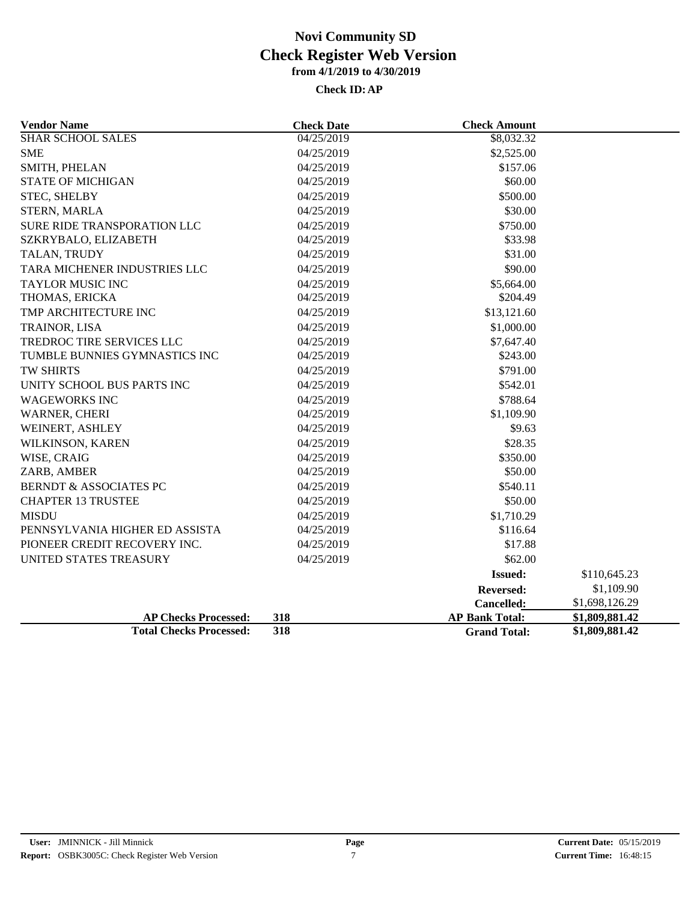# Novi Community SD
## Check Register Web Version
### from 4/1/2019 to 4/30/2019

**Check ID: AP**

| Vendor Name | Check Date | Check Amount | |
|---|---|---|---|
| SHAR SCHOOL SALES | 04/25/2019 | $8,032.32 | |
| SME | 04/25/2019 | $2,525.00 | |
| SMITH, PHELAN | 04/25/2019 | $157.06 | |
| STATE OF MICHIGAN | 04/25/2019 | $60.00 | |
| STEC, SHELBY | 04/25/2019 | $500.00 | |
| STERN, MARLA | 04/25/2019 | $30.00 | |
| SURE RIDE TRANSPORATION LLC | 04/25/2019 | $750.00 | |
| SZKRYBALO, ELIZABETH | 04/25/2019 | $33.98 | |
| TALAN, TRUDY | 04/25/2019 | $31.00 | |
| TARA MICHENER INDUSTRIES LLC | 04/25/2019 | $90.00 | |
| TAYLOR MUSIC INC | 04/25/2019 | $5,664.00 | |
| THOMAS, ERICKA | 04/25/2019 | $204.49 | |
| TMP ARCHITECTURE INC | 04/25/2019 | $13,121.60 | |
| TRAINOR, LISA | 04/25/2019 | $1,000.00 | |
| TREDROC TIRE SERVICES LLC | 04/25/2019 | $7,647.40 | |
| TUMBLE BUNNIES GYMNASTICS INC | 04/25/2019 | $243.00 | |
| TW SHIRTS | 04/25/2019 | $791.00 | |
| UNITY SCHOOL BUS PARTS INC | 04/25/2019 | $542.01 | |
| WAGEWORKS INC | 04/25/2019 | $788.64 | |
| WARNER, CHERI | 04/25/2019 | $1,109.90 | |
| WEINERT, ASHLEY | 04/25/2019 | $9.63 | |
| WILKINSON, KAREN | 04/25/2019 | $28.35 | |
| WISE, CRAIG | 04/25/2019 | $350.00 | |
| ZARB, AMBER | 04/25/2019 | $50.00 | |
| BERNDT & ASSOCIATES PC | 04/25/2019 | $540.11 | |
| CHAPTER 13 TRUSTEE | 04/25/2019 | $50.00 | |
| MISDU | 04/25/2019 | $1,710.29 | |
| PENNSYLVANIA HIGHER ED ASSISTA | 04/25/2019 | $116.64 | |
| PIONEER CREDIT RECOVERY INC. | 04/25/2019 | $17.88 | |
| UNITED STATES TREASURY | 04/25/2019 | $62.00 | |
| | | **Issued:** | $110,645.23 |
| | | **Reversed:** | $1,109.90 |
| | | **Cancelled:** | $1,698,126.29 |
| **AP Checks Processed:** | **318** | **AP Bank Total:** | **$1,809,881.42** |
| **Total Checks Processed:** | **318** | **Grand Total:** | **$1,809,881.42** |

**User:** JMINNICK - Jill Minnick
**Report:** OSBK3005C: Check Register Web Version
**Current Date:** 05/15/2019
**Current Time:** 16:48:15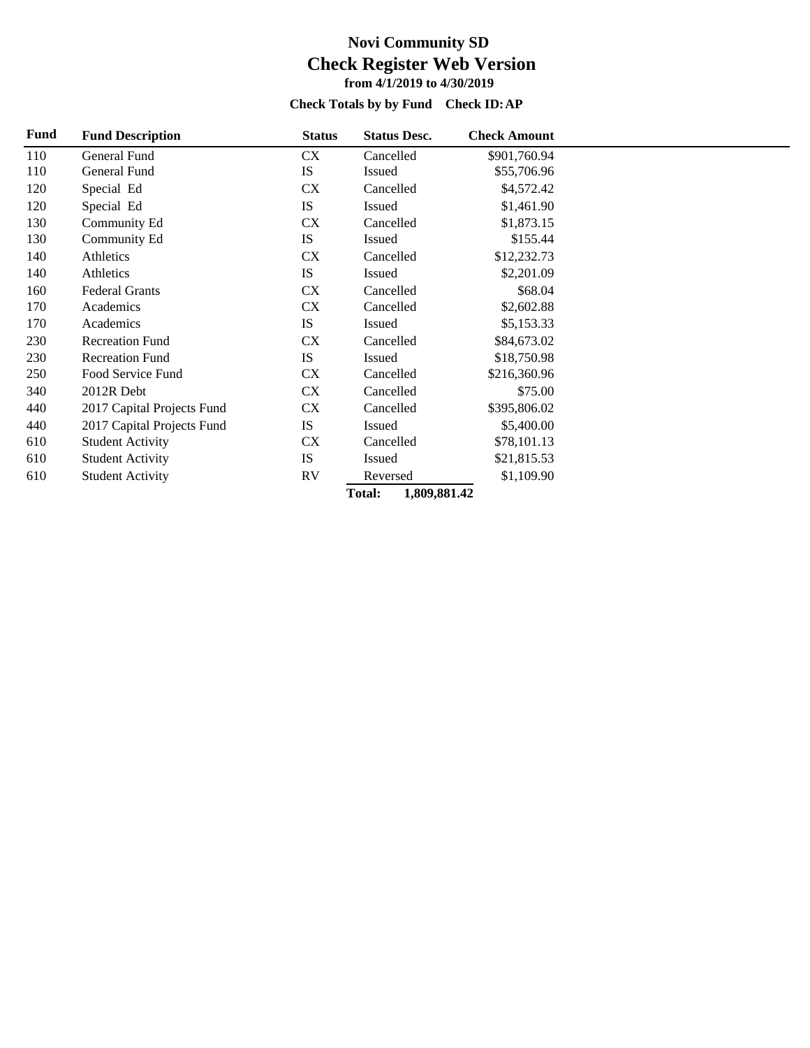# Novi Community SD

## Check Register Web Version

**from 4/1/2019 to 4/30/2019**

**Check Totals by by Fund    Check ID: AP**

| Fund | Fund Description | Status | Status Desc. | Check Amount |
|---|---|---|---|---|
| 110 | General Fund | CX | Cancelled | $901,760.94 |
| 110 | General Fund | IS | Issued | $55,706.96 |
| 120 | Special Ed | CX | Cancelled | $4,572.42 |
| 120 | Special Ed | IS | Issued | $1,461.90 |
| 130 | Community Ed | CX | Cancelled | $1,873.15 |
| 130 | Community Ed | IS | Issued | $155.44 |
| 140 | Athletics | CX | Cancelled | $12,232.73 |
| 140 | Athletics | IS | Issued | $2,201.09 |
| 160 | Federal Grants | CX | Cancelled | $68.04 |
| 170 | Academics | CX | Cancelled | $2,602.88 |
| 170 | Academics | IS | Issued | $5,153.33 |
| 230 | Recreation Fund | CX | Cancelled | $84,673.02 |
| 230 | Recreation Fund | IS | Issued | $18,750.98 |
| 250 | Food Service Fund | CX | Cancelled | $216,360.96 |
| 340 | 2012R Debt | CX | Cancelled | $75.00 |
| 440 | 2017 Capital Projects Fund | CX | Cancelled | $395,806.02 |
| 440 | 2017 Capital Projects Fund | IS | Issued | $5,400.00 |
| 610 | Student Activity | CX | Cancelled | $78,101.13 |
| 610 | Student Activity | IS | Issued | $21,815.53 |
| 610 | Student Activity | RV | Reversed | $1,109.90 |
| | | | **Total:** **1,809,881.42** | |